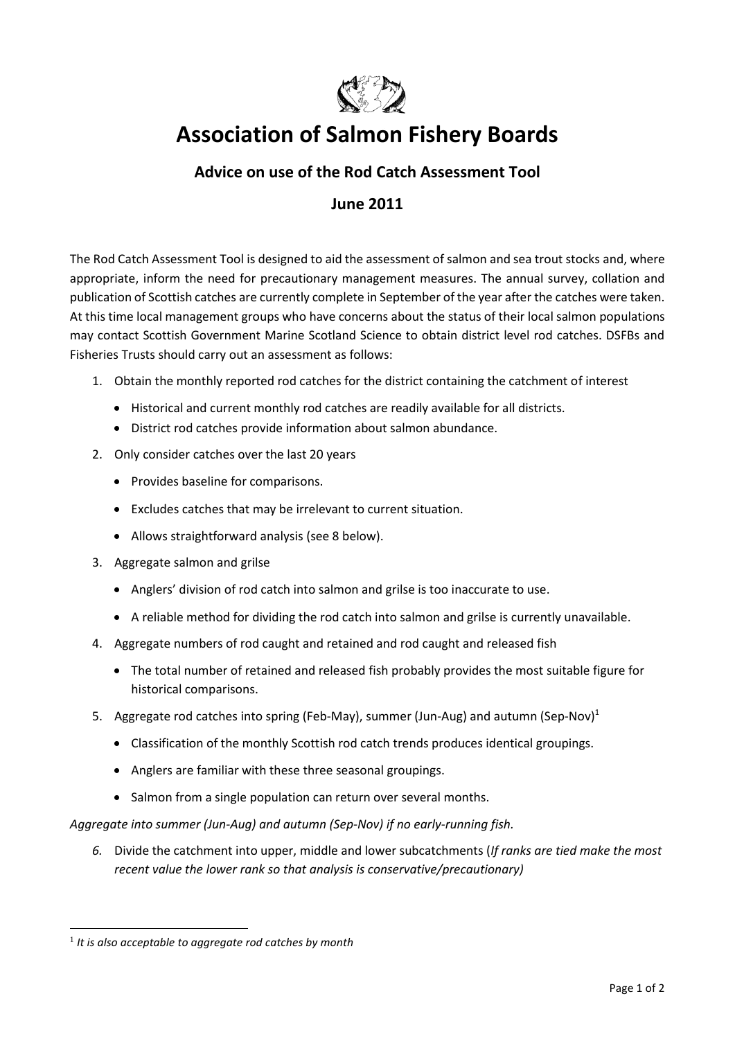# Association of Salmon Fishery Boards

## Advice on use of the Rod Catch Assessment Tool

## June 2011

The Rod Catch Assessment Tool is designed to aid the assessment of salmon and sea trout stocks and, where appropriate, inform the need for precautionary management measures. The annual survey, collation and publication of Scottish catches are currently complete in September of the year after the catches were taken. At this time local management groups who have concerns about the status of their local salmon populations may contact Scottish Government Marine Scotland Science to obtain district level rod catches. DSFBs and Fisheries Trusts should carry out an assessment as follows:

1. Obtain the monthly reported rod catches for the district containing the catchment of interest
   - Historical and current monthly rod catches are readily available for all districts.
   - District rod catches provide information about salmon abundance.
2. Only consider catches over the last 20 years
   - Provides baseline for comparisons.
   - Excludes catches that may be irrelevant to current situation.
   - Allows straightforward analysis (see 8 below).
3. Aggregate salmon and grilse
   - Anglers' division of rod catch into salmon and grilse is too inaccurate to use.
   - A reliable method for dividing the rod catch into salmon and grilse is currently unavailable.
4. Aggregate numbers of rod caught and retained and rod caught and released fish
   - The total number of retained and released fish probably provides the most suitable figure for historical comparisons.
5. Aggregate rod catches into spring (Feb-May), summer (Jun-Aug) and autumn (Sep-Nov)[1]
   - Classification of the monthly Scottish rod catch trends produces identical groupings.
   - Anglers are familiar with these three seasonal groupings.
   - Salmon from a single population can return over several months.

*Aggregate into summer (Jun-Aug) and autumn (Sep-Nov) if no early-running fish.*

6. Divide the catchment into upper, middle and lower subcatchments (*If ranks are tied make the most recent value the lower rank so that analysis is conservative/precautionary)*

---

[1] *It is also acceptable to aggregate rod catches by month*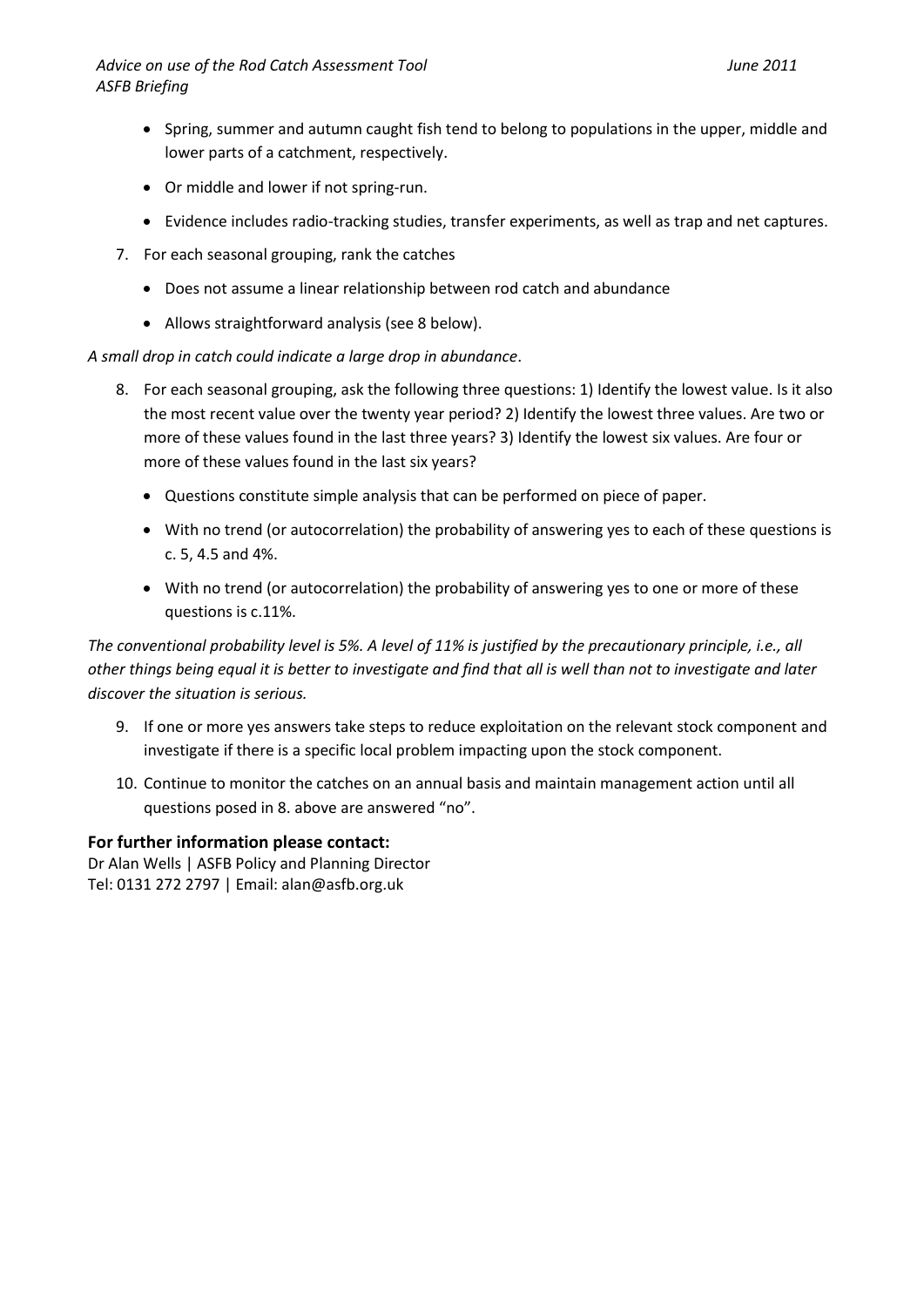- Spring, summer and autumn caught fish tend to belong to populations in the upper, middle and lower parts of a catchment, respectively.
- Or middle and lower if not spring-run.
- Evidence includes radio-tracking studies, transfer experiments, as well as trap and net captures.

7. For each seasonal grouping, rank the catches
   - Does not assume a linear relationship between rod catch and abundance
   - Allows straightforward analysis (see 8 below).

*A small drop in catch could indicate a large drop in abundance*.

8. For each seasonal grouping, ask the following three questions: 1) Identify the lowest value. Is it also the most recent value over the twenty year period? 2) Identify the lowest three values. Are two or more of these values found in the last three years? 3) Identify the lowest six values. Are four or more of these values found in the last six years?
   - Questions constitute simple analysis that can be performed on piece of paper.
   - With no trend (or autocorrelation) the probability of answering yes to each of these questions is c. 5, 4.5 and 4%.
   - With no trend (or autocorrelation) the probability of answering yes to one or more of these questions is c.11%.

*The conventional probability level is 5%. A level of 11% is justified by the precautionary principle, i.e., all other things being equal it is better to investigate and find that all is well than not to investigate and later discover the situation is serious.*

9. If one or more yes answers take steps to reduce exploitation on the relevant stock component and investigate if there is a specific local problem impacting upon the stock component.

10. Continue to monitor the catches on an annual basis and maintain management action until all questions posed in 8. above are answered "no".

**For further information please contact:**
Dr Alan Wells | ASFB Policy and Planning Director
Tel: 0131 272 2797 | Email: alan@asfb.org.uk